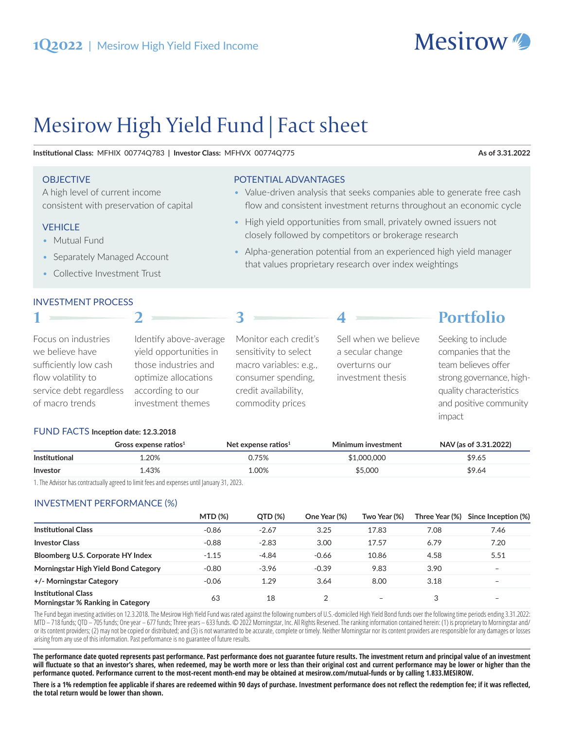1Q2022 | Mesirow High Yield Fixed Income

Mesirow

# Mesirow High Yield Fund | Fact sheet

**Institutional Class:** MFHIX 00774Q783 | **Investor Class:** MFHVX 00774Q775

**As of 3.31.2022**

## OBJECTIVE

A high level of current income consistent with preservation of capital

## VEHICLE

- Mutual Fund
- Separately Managed Account
- Collective Investment Trust

## POTENTIAL ADVANTAGES

- Value-driven analysis that seeks companies able to generate free cash flow and consistent investment returns throughout an economic cycle
- High yield opportunities from small, privately owned issuers not closely followed by competitors or brokerage research
- Alpha-generation potential from an experienced high yield manager that values proprietary research over index weightings

## INVESTMENT PROCESS

**1** Focus on industries we believe have sufficiently low cash flow volatility to service debt regardless of macro trends

**2** Identify above-average yield opportunities in those industries and optimize allocations according to our investment themes

**3** Monitor each credit's sensitivity to select macro variables: e.g., consumer spending, credit availability, commodity prices

**4** Sell when we believe a secular change overturns our investment thesis

**Portfolio** Seeking to include companies that the team believes offer strong governance, high-quality characteristics and positive community impact

## FUND FACTS **Inception date: 12.3.2018**

| | Gross expense ratios[1] | Net expense ratios[1] | Minimum investment | NAV (as of 3.31.2022) |
|---|---|---|---|---|
| **Institutional** | 1.20% | 0.75% | $1,000,000 | $9.65 |
| **Investor** | 1.43% | 1.00% | $5,000 | $9.64 |

1. The Advisor has contractually agreed to limit fees and expenses until January 31, 2023.

## INVESTMENT PERFORMANCE (%)

| | MTD (%) | QTD (%) | One Year (%) | Two Year (%) | Three Year (%) | Since Inception (%) |
|---|---|---|---|---|---|---|
| **Institutional Class** | -0.86 | -2.67 | 3.25 | 17.83 | 7.08 | 7.46 |
| **Investor Class** | -0.88 | -2.83 | 3.00 | 17.57 | 6.79 | 7.20 |
| **Bloomberg U.S. Corporate HY Index** | -1.15 | -4.84 | -0.66 | 10.86 | 4.58 | 5.51 |
| **Morningstar High Yield Bond Category** | -0.80 | -3.96 | -0.39 | 9.83 | 3.90 | – |
| **+/- Morningstar Category** | -0.06 | 1.29 | 3.64 | 8.00 | 3.18 | – |
| **Institutional Class Morningstar % Ranking in Category** | 63 | 18 | 2 | – | 3 | – |

The Fund began investing activities on 12.3.2018. The Mesirow High Yield Fund was rated against the following numbers of U.S.-domiciled High Yield Bond funds over the following time periods ending 3.31.2022: MTD – 718 funds; QTD – 705 funds; One year – 677 funds; Three years – 633 funds. © 2022 Morningstar, Inc. All Rights Reserved. The ranking information contained herein: (1) is proprietary to Morningstar and/or its content providers; (2) may not be copied or distributed; and (3) is not warranted to be accurate, complete or timely. Neither Morningstar nor its content providers are responsible for any damages or losses arising from any use of this information. Past performance is no guarantee of future results.

**The performance date quoted represents past performance. Past performance does not guarantee future results. The investment return and principal value of an investment will fluctuate so that an investor's shares, when redeemed, may be worth more or less than their original cost and current performance may be lower or higher than the performance quoted. Performance current to the most-recent month-end may be obtained at mesirow.com/mutual-funds or by calling 1.833.MESIROW.**

**There is a 1% redemption fee applicable if shares are redeemed within 90 days of purchase. Investment performance does not reflect the redemption fee; if it was reflected, the total return would be lower than shown.**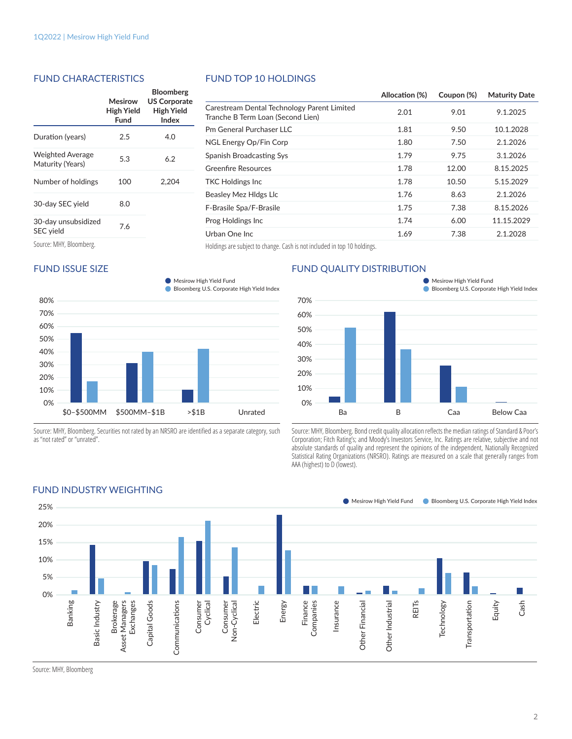## FUND CHARACTERISTICS

| | Mesirow High Yield Fund | Bloomberg US Corporate High Yield Index |
|---|---|---|
| Duration (years) | 2.5 | 4.0 |
| Weighted Average Maturity (Years) | 5.3 | 6.2 |
| Number of holdings | 100 | 2,204 |
| 30-day SEC yield | 8.0 | |
| 30-day unsubsidized SEC yield | 7.6 | |

Source: MHY, Bloomberg.

## FUND TOP 10 HOLDINGS

| | Allocation (%) | Coupon (%) | Maturity Date |
|---|---|---|---|
| Carestream Dental Technology Parent Limited Tranche B Term Loan (Second Lien) | 2.01 | 9.01 | 9.1.2025 |
| Pm General Purchaser LLC | 1.81 | 9.50 | 10.1.2028 |
| NGL Energy Op/Fin Corp | 1.80 | 7.50 | 2.1.2026 |
| Spanish Broadcasting Sys | 1.79 | 9.75 | 3.1.2026 |
| Greenfire Resources | 1.78 | 12.00 | 8.15.2025 |
| TKC Holdings Inc | 1.78 | 10.50 | 5.15.2029 |
| Beasley Mez Hldgs Llc | 1.76 | 8.63 | 2.1.2026 |
| F-Brasile Spa/F-Brasile | 1.75 | 7.38 | 8.15.2026 |
| Prog Holdings Inc | 1.74 | 6.00 | 11.15.2029 |
| Urban One Inc | 1.69 | 7.38 | 2.1.2028 |

Holdings are subject to change. Cash is not included in top 10 holdings.

## FUND ISSUE SIZE

Source: MHY, Bloomberg. Securities not rated by an NRSRO are identified as a separate category, such as "not rated" or "unrated".

## FUND QUALITY DISTRIBUTION

Source: MHY, Bloomberg. Bond credit quality allocation reflects the median ratings of Standard & Poor's Corporation; Fitch Rating's; and Moody's Investors Service, Inc. Ratings are relative, subjective and not absolute standards of quality and represent the opinions of the independent, Nationally Recognized Statistical Rating Organizations (NRSRO). Ratings are measured on a scale that generally ranges from AAA (highest) to D (lowest).

## FUND INDUSTRY WEIGHTING

Source: MHY, Bloomberg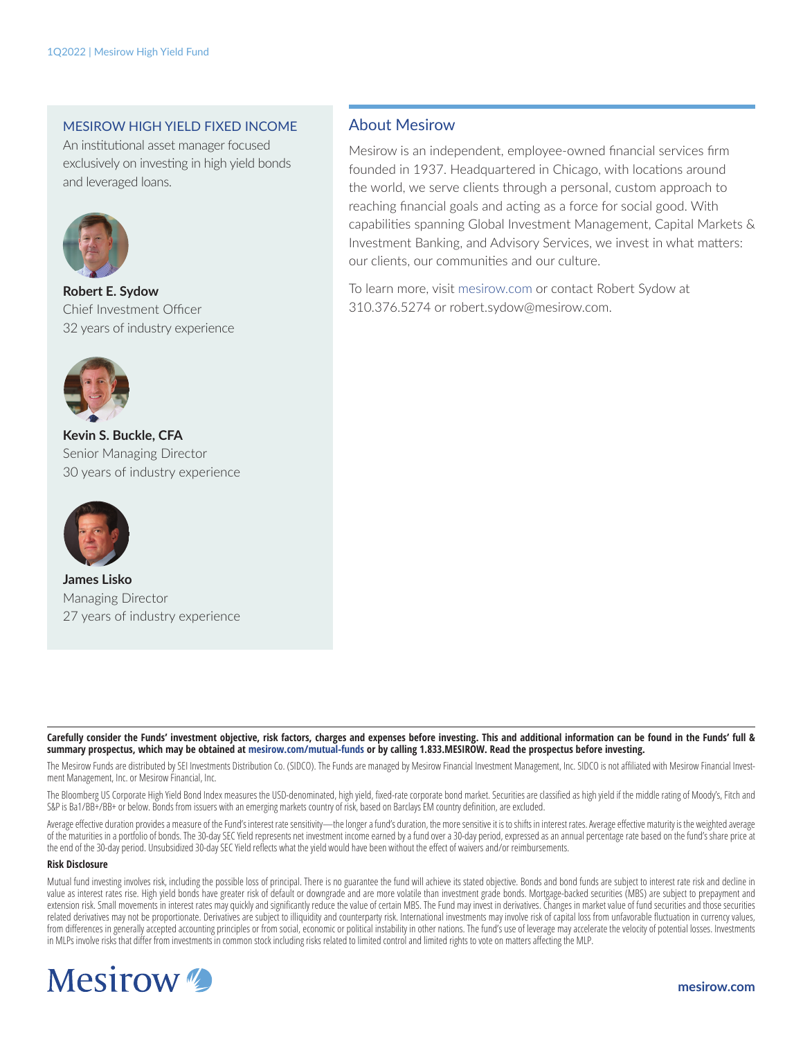## MESIROW HIGH YIELD FIXED INCOME

An institutional asset manager focused exclusively on investing in high yield bonds and leveraged loans.

**Robert E. Sydow**
Chief Investment Officer
32 years of industry experience

**Kevin S. Buckle, CFA**
Senior Managing Director
30 years of industry experience

**James Lisko**
Managing Director
27 years of industry experience

## About Mesirow

Mesirow is an independent, employee-owned financial services firm founded in 1937. Headquartered in Chicago, with locations around the world, we serve clients through a personal, custom approach to reaching financial goals and acting as a force for social good. With capabilities spanning Global Investment Management, Capital Markets & Investment Banking, and Advisory Services, we invest in what matters: our clients, our communities and our culture.

To learn more, visit mesirow.com or contact Robert Sydow at 310.376.5274 or robert.sydow@mesirow.com.

**Carefully consider the Funds' investment objective, risk factors, charges and expenses before investing. This and additional information can be found in the Funds' full & summary prospectus, which may be obtained at mesirow.com/mutual-funds or by calling 1.833.MESIROW. Read the prospectus before investing.**

The Mesirow Funds are distributed by SEI Investments Distribution Co. (SIDCO). The Funds are managed by Mesirow Financial Investment Management, Inc. SIDCO is not affiliated with Mesirow Financial Investment Management, Inc. or Mesirow Financial, Inc.

The Bloomberg US Corporate High Yield Bond Index measures the USD-denominated, high yield, fixed-rate corporate bond market. Securities are classified as high yield if the middle rating of Moody's, Fitch and S&P is Ba1/BB+/BB+ or below. Bonds from issuers with an emerging markets country of risk, based on Barclays EM country definition, are excluded.

Average effective duration provides a measure of the Fund's interest rate sensitivity—the longer a fund's duration, the more sensitive it is to shifts in interest rates. Average effective maturity is the weighted average of the maturities in a portfolio of bonds. The 30-day SEC Yield represents net investment income earned by a fund over a 30-day period, expressed as an annual percentage rate based on the fund's share price at the end of the 30-day period. Unsubsidized 30-day SEC Yield reflects what the yield would have been without the effect of waivers and/or reimbursements.

**Risk Disclosure**

Mutual fund investing involves risk, including the possible loss of principal. There is no guarantee the fund will achieve its stated objective. Bonds and bond funds are subject to interest rate risk and decline in value as interest rates rise. High yield bonds have greater risk of default or downgrade and are more volatile than investment grade bonds. Mortgage-backed securities (MBS) are subject to prepayment and extension risk. Small movements in interest rates may quickly and significantly reduce the value of certain MBS. The Fund may invest in derivatives. Changes in market value of fund securities and those securities related derivatives may not be proportionate. Derivatives are subject to illiquidity and counterparty risk. International investments may involve risk of capital loss from unfavorable fluctuation in currency values, from differences in generally accepted accounting principles or from social, economic or political instability in other nations. The fund's use of leverage may accelerate the velocity of potential losses. Investments in MLPs involve risks that differ from investments in common stock including risks related to limited control and limited rights to vote on matters affecting the MLP.

Mesirow

mesirow.com